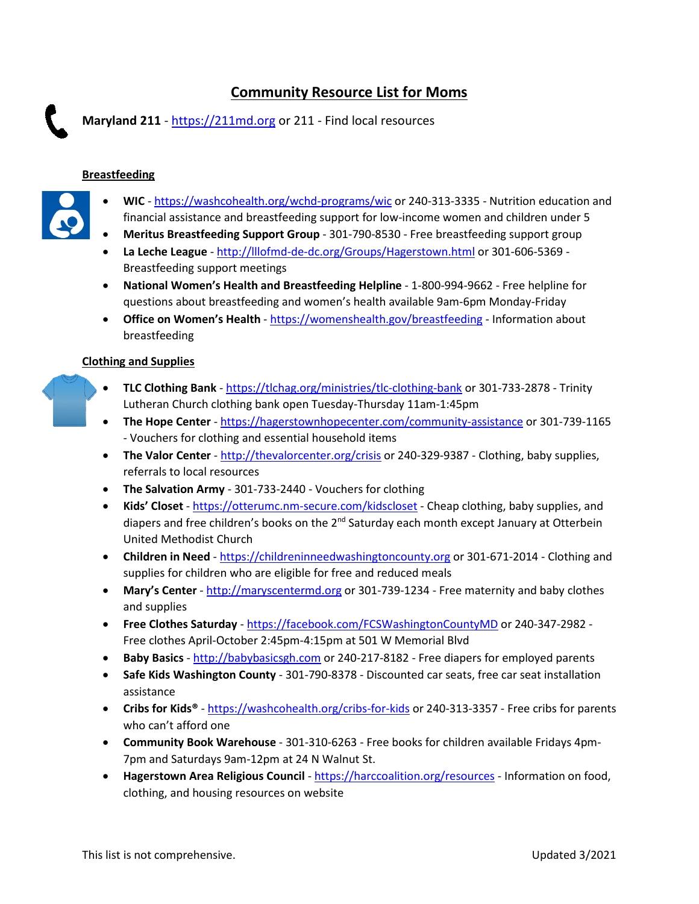# Community Resource List for Moms

**Maryland 211** - https://211md.org or 211 - Find local resources

## Breastfeeding

- **WIC** - https://washcohealth.org/wchd-programs/wic or 240-313-3335 - Nutrition education and financial assistance and breastfeeding support for low-income women and children under 5
- **Meritus Breastfeeding Support Group** - 301-790-8530 - Free breastfeeding support group
- **La Leche League** - http://lllofmd-de-dc.org/Groups/Hagerstown.html or 301-606-5369 - Breastfeeding support meetings
- **National Women's Health and Breastfeeding Helpline** - 1-800-994-9662 - Free helpline for questions about breastfeeding and women's health available 9am-6pm Monday-Friday
- **Office on Women's Health** - https://womenshealth.gov/breastfeeding - Information about breastfeeding

## Clothing and Supplies

- **TLC Clothing Bank** - https://tlchag.org/ministries/tlc-clothing-bank or 301-733-2878 - Trinity Lutheran Church clothing bank open Tuesday-Thursday 11am-1:45pm
- **The Hope Center** - https://hagerstownhopecenter.com/community-assistance or 301-739-1165 - Vouchers for clothing and essential household items
- **The Valor Center** - http://thevalorcenter.org/crisis or 240-329-9387 - Clothing, baby supplies, referrals to local resources
- **The Salvation Army** - 301-733-2440 - Vouchers for clothing
- **Kids' Closet** - https://otterumc.nm-secure.com/kidscloset - Cheap clothing, baby supplies, and diapers and free children's books on the 2nd Saturday each month except January at Otterbein United Methodist Church
- **Children in Need** - https://childreninneedwashingtoncounty.org or 301-671-2014 - Clothing and supplies for children who are eligible for free and reduced meals
- **Mary's Center** - http://maryscentermd.org or 301-739-1234 - Free maternity and baby clothes and supplies
- **Free Clothes Saturday** - https://facebook.com/FCSWashingtonCountyMD or 240-347-2982 - Free clothes April-October 2:45pm-4:15pm at 501 W Memorial Blvd
- **Baby Basics** - http://babybasicsgh.com or 240-217-8182 - Free diapers for employed parents
- **Safe Kids Washington County** - 301-790-8378 - Discounted car seats, free car seat installation assistance
- **Cribs for Kids®** - https://washcohealth.org/cribs-for-kids or 240-313-3357 - Free cribs for parents who can't afford one
- **Community Book Warehouse** - 301-310-6263 - Free books for children available Fridays 4pm-7pm and Saturdays 9am-12pm at 24 N Walnut St.
- **Hagerstown Area Religious Council** - https://harccoalition.org/resources - Information on food, clothing, and housing resources on website

This list is not comprehensive. Updated 3/2021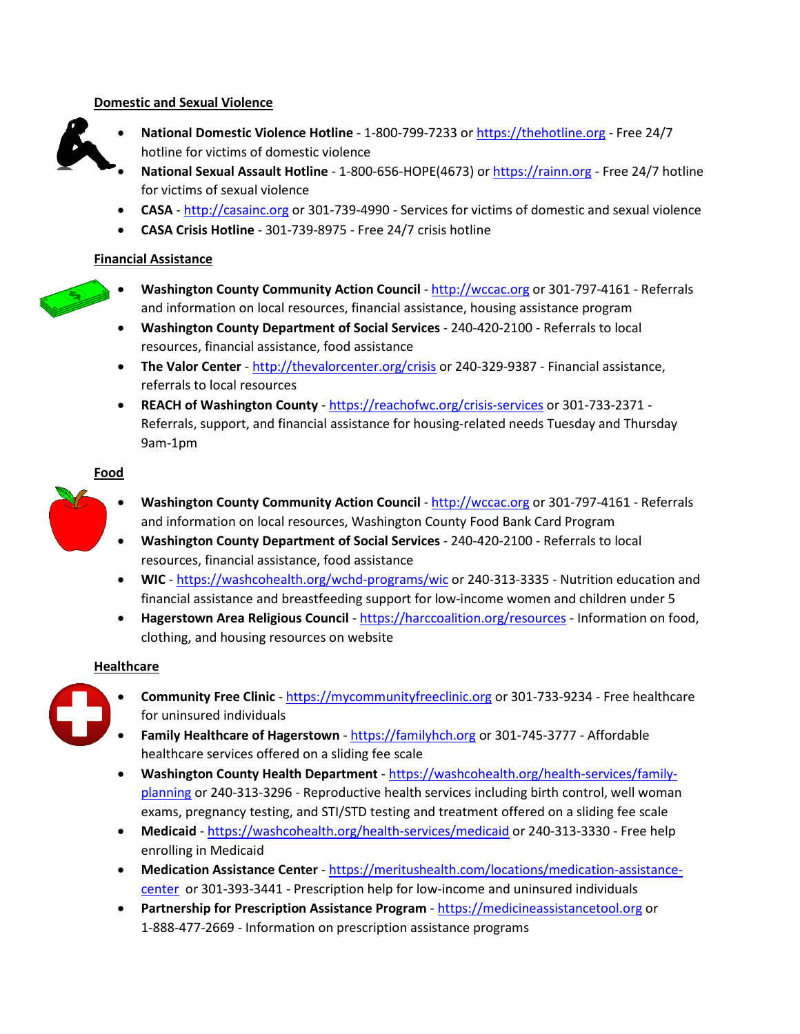**Domestic and Sexual Violence**

- **National Domestic Violence Hotline** - 1-800-799-7233 or https://thehotline.org - Free 24/7 hotline for victims of domestic violence
- **National Sexual Assault Hotline** - 1-800-656-HOPE(4673) or https://rainn.org - Free 24/7 hotline for victims of sexual violence
- **CASA** - http://casainc.org or 301-739-4990 - Services for victims of domestic and sexual violence
- **CASA Crisis Hotline** - 301-739-8975 - Free 24/7 crisis hotline

**Financial Assistance**

- **Washington County Community Action Council** - http://wccac.org or 301-797-4161 - Referrals and information on local resources, financial assistance, housing assistance program
- **Washington County Department of Social Services** - 240-420-2100 - Referrals to local resources, financial assistance, food assistance
- **The Valor Center** - http://thevalorcenter.org/crisis or 240-329-9387 - Financial assistance, referrals to local resources
- **REACH of Washington County** - https://reachofwc.org/crisis-services or 301-733-2371 - Referrals, support, and financial assistance for housing-related needs Tuesday and Thursday 9am-1pm

**Food**

- **Washington County Community Action Council** - http://wccac.org or 301-797-4161 - Referrals and information on local resources, Washington County Food Bank Card Program
- **Washington County Department of Social Services** - 240-420-2100 - Referrals to local resources, financial assistance, food assistance
- **WIC** - https://washcohealth.org/wchd-programs/wic or 240-313-3335 - Nutrition education and financial assistance and breastfeeding support for low-income women and children under 5
- **Hagerstown Area Religious Council** - https://harccoalition.org/resources - Information on food, clothing, and housing resources on website

**Healthcare**

- **Community Free Clinic** - https://mycommunityfreeclinic.org or 301-733-9234 - Free healthcare for uninsured individuals
- **Family Healthcare of Hagerstown** - https://familyhch.org or 301-745-3777 - Affordable healthcare services offered on a sliding fee scale
- **Washington County Health Department** - https://washcohealth.org/health-services/family-planning or 240-313-3296 - Reproductive health services including birth control, well woman exams, pregnancy testing, and STI/STD testing and treatment offered on a sliding fee scale
- **Medicaid** - https://washcohealth.org/health-services/medicaid or 240-313-3330 - Free help enrolling in Medicaid
- **Medication Assistance Center** - https://meritushealth.com/locations/medication-assistance-center or 301-393-3441 - Prescription help for low-income and uninsured individuals
- **Partnership for Prescription Assistance Program** - https://medicineassistancetool.org or 1-888-477-2669 - Information on prescription assistance programs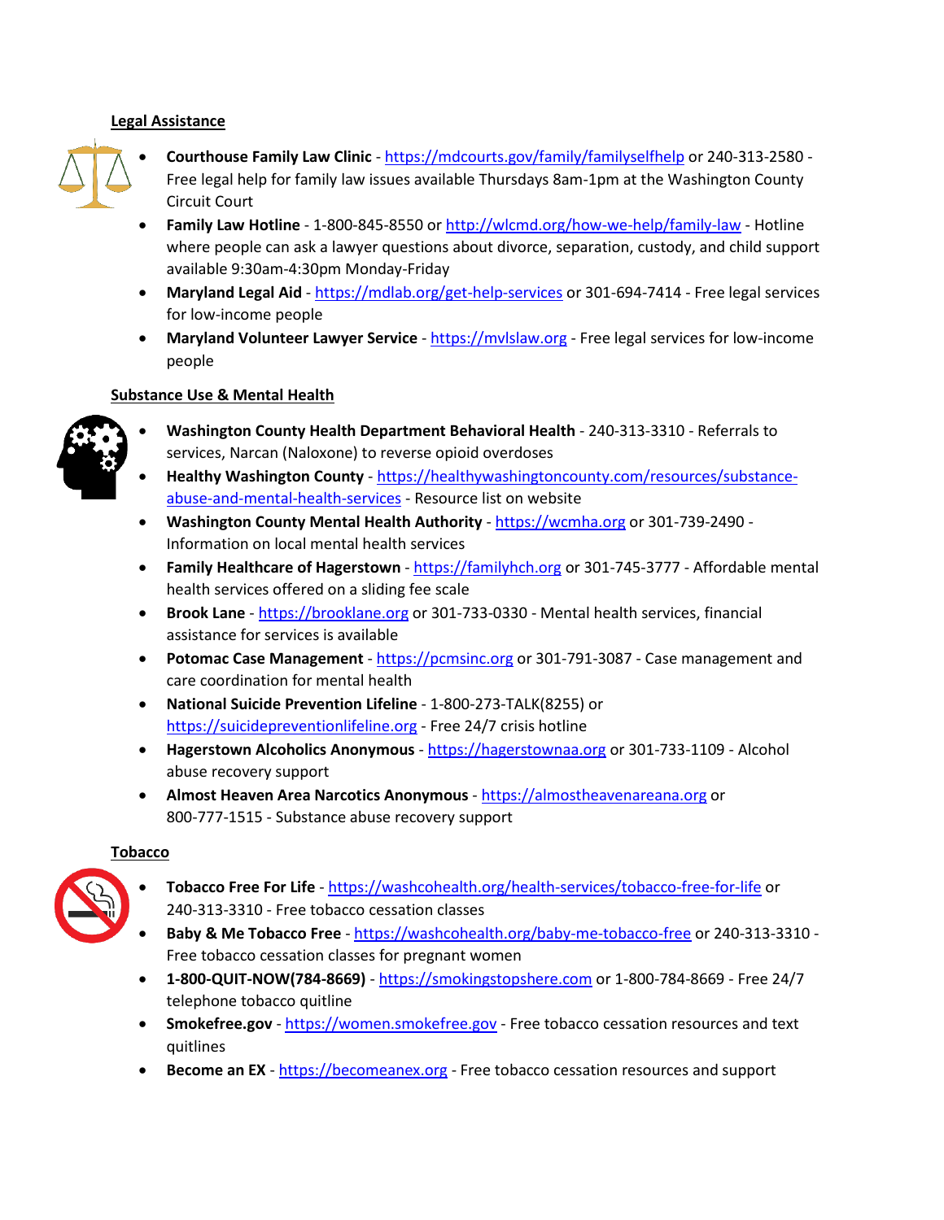**Legal Assistance**

- **Courthouse Family Law Clinic** - https://mdcourts.gov/family/familyselfhelp or 240-313-2580 - Free legal help for family law issues available Thursdays 8am-1pm at the Washington County Circuit Court
- **Family Law Hotline** - 1-800-845-8550 or http://wlcmd.org/how-we-help/family-law - Hotline where people can ask a lawyer questions about divorce, separation, custody, and child support available 9:30am-4:30pm Monday-Friday
- **Maryland Legal Aid** - https://mdlab.org/get-help-services or 301-694-7414 - Free legal services for low-income people
- **Maryland Volunteer Lawyer Service** - https://mvlslaw.org - Free legal services for low-income people

**Substance Use & Mental Health**

- **Washington County Health Department Behavioral Health** - 240-313-3310 - Referrals to services, Narcan (Naloxone) to reverse opioid overdoses
- **Healthy Washington County** - https://healthywashingtoncounty.com/resources/substance-abuse-and-mental-health-services - Resource list on website
- **Washington County Mental Health Authority** - https://wcmha.org or 301-739-2490 - Information on local mental health services
- **Family Healthcare of Hagerstown** - https://familyhch.org or 301-745-3777 - Affordable mental health services offered on a sliding fee scale
- **Brook Lane** - https://brooklane.org or 301-733-0330 - Mental health services, financial assistance for services is available
- **Potomac Case Management** - https://pcmsinc.org or 301-791-3087 - Case management and care coordination for mental health
- **National Suicide Prevention Lifeline** - 1-800-273-TALK(8255) or https://suicidepreventionlifeline.org - Free 24/7 crisis hotline
- **Hagerstown Alcoholics Anonymous** - https://hagerstownaa.org or 301-733-1109 - Alcohol abuse recovery support
- **Almost Heaven Area Narcotics Anonymous** - https://almostheavenareana.org or 800-777-1515 - Substance abuse recovery support

**Tobacco**

- **Tobacco Free For Life** - https://washcohealth.org/health-services/tobacco-free-for-life or 240-313-3310 - Free tobacco cessation classes
- **Baby & Me Tobacco Free** - https://washcohealth.org/baby-me-tobacco-free or 240-313-3310 - Free tobacco cessation classes for pregnant women
- **1-800-QUIT-NOW(784-8669)** - https://smokingstopshere.com or 1-800-784-8669 - Free 24/7 telephone tobacco quitline
- **Smokefree.gov** - https://women.smokefree.gov - Free tobacco cessation resources and text quitlines
- **Become an EX** - https://becomeanex.org - Free tobacco cessation resources and support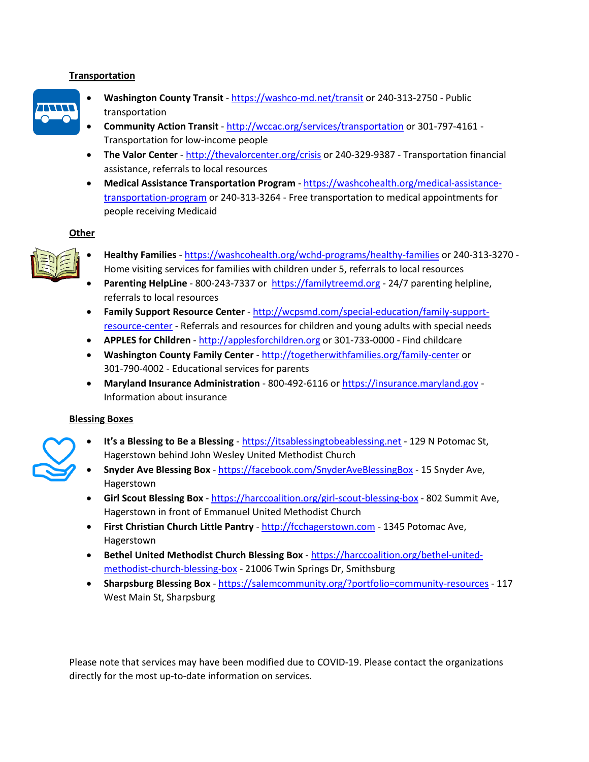**Transportation**

- **Washington County Transit** - https://washco-md.net/transit or 240-313-2750 - Public transportation
- **Community Action Transit** - http://wccac.org/services/transportation or 301-797-4161 - Transportation for low-income people
- **The Valor Center** - http://thevalorcenter.org/crisis or 240-329-9387 - Transportation financial assistance, referrals to local resources
- **Medical Assistance Transportation Program** - https://washcohealth.org/medical-assistance-transportation-program or 240-313-3264 - Free transportation to medical appointments for people receiving Medicaid

**Other**

- **Healthy Families** - https://washcohealth.org/wchd-programs/healthy-families or 240-313-3270 - Home visiting services for families with children under 5, referrals to local resources
- **Parenting HelpLine** - 800-243-7337 or https://familytreemd.org - 24/7 parenting helpline, referrals to local resources
- **Family Support Resource Center** - http://wcpsmd.com/special-education/family-support-resource-center - Referrals and resources for children and young adults with special needs
- **APPLES for Children** - http://applesforchildren.org or 301-733-0000 - Find childcare
- **Washington County Family Center** - http://togetherwithfamilies.org/family-center or 301-790-4002 - Educational services for parents
- **Maryland Insurance Administration** - 800-492-6116 or https://insurance.maryland.gov - Information about insurance

**Blessing Boxes**

- **It's a Blessing to Be a Blessing** - https://itsablessingtobeablessing.net - 129 N Potomac St, Hagerstown behind John Wesley United Methodist Church
- **Snyder Ave Blessing Box** - https://facebook.com/SnyderAveBlessingBox - 15 Snyder Ave, Hagerstown
- **Girl Scout Blessing Box** - https://harccoalition.org/girl-scout-blessing-box - 802 Summit Ave, Hagerstown in front of Emmanuel United Methodist Church
- **First Christian Church Little Pantry** - http://fcchagerstown.com - 1345 Potomac Ave, Hagerstown
- **Bethel United Methodist Church Blessing Box** - https://harccoalition.org/bethel-united-methodist-church-blessing-box - 21006 Twin Springs Dr, Smithsburg
- **Sharpsburg Blessing Box** - https://salemcommunity.org/?portfolio=community-resources - 117 West Main St, Sharpsburg

Please note that services may have been modified due to COVID-19. Please contact the organizations directly for the most up-to-date information on services.